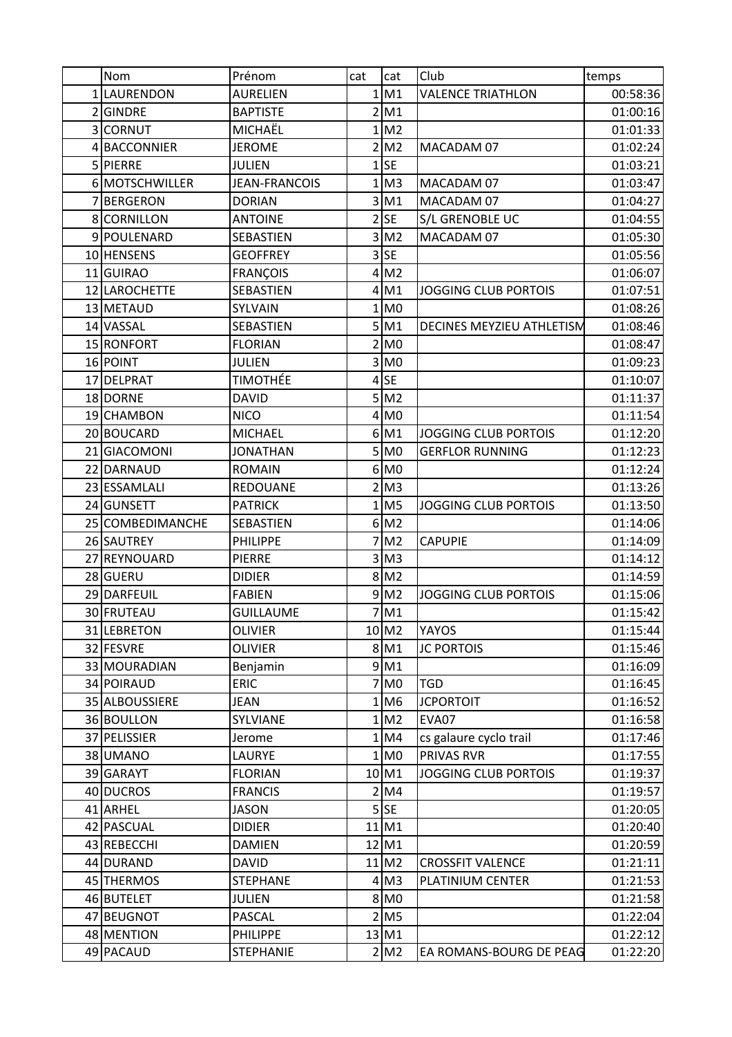|  | Nom | Prénom | cat | cat | Club | temps |
|---|---|---|---|---|---|---|
| 1 | LAURENDON | AURELIEN | 1 | M1 | VALENCE TRIATHLON | 00:58:36 |
| 2 | GINDRE | BAPTISTE | 2 | M1 |  | 01:00:16 |
| 3 | CORNUT | MICHAËL | 1 | M2 |  | 01:01:33 |
| 4 | BACCONNIER | JEROME | 2 | M2 | MACADAM 07 | 01:02:24 |
| 5 | PIERRE | JULIEN | 1 | SE |  | 01:03:21 |
| 6 | MOTSCHWILLER | JEAN-FRANCOIS | 1 | M3 | MACADAM 07 | 01:03:47 |
| 7 | BERGERON | DORIAN | 3 | M1 | MACADAM 07 | 01:04:27 |
| 8 | CORNILLON | ANTOINE | 2 | SE | S/L GRENOBLE UC | 01:04:55 |
| 9 | POULENARD | SEBASTIEN | 3 | M2 | MACADAM 07 | 01:05:30 |
| 10 | HENSENS | GEOFFREY | 3 | SE |  | 01:05:56 |
| 11 | GUIRAO | FRANÇOIS | 4 | M2 |  | 01:06:07 |
| 12 | LAROCHETTE | SEBASTIEN | 4 | M1 | JOGGING CLUB PORTOIS | 01:07:51 |
| 13 | METAUD | SYLVAIN | 1 | M0 |  | 01:08:26 |
| 14 | VASSAL | SEBASTIEN | 5 | M1 | DECINES MEYZIEU ATHLETISM | 01:08:46 |
| 15 | RONFORT | FLORIAN | 2 | M0 |  | 01:08:47 |
| 16 | POINT | JULIEN | 3 | M0 |  | 01:09:23 |
| 17 | DELPRAT | TIMOTHÉE | 4 | SE |  | 01:10:07 |
| 18 | DORNE | DAVID | 5 | M2 |  | 01:11:37 |
| 19 | CHAMBON | NICO | 4 | M0 |  | 01:11:54 |
| 20 | BOUCARD | MICHAEL | 6 | M1 | JOGGING CLUB PORTOIS | 01:12:20 |
| 21 | GIACOMONI | JONATHAN | 5 | M0 | GERFLOR RUNNING | 01:12:23 |
| 22 | DARNAUD | ROMAIN | 6 | M0 |  | 01:12:24 |
| 23 | ESSAMLALI | REDOUANE | 2 | M3 |  | 01:13:26 |
| 24 | GUNSETT | PATRICK | 1 | M5 | JOGGING CLUB PORTOIS | 01:13:50 |
| 25 | COMBEDIMANCHE | SEBASTIEN | 6 | M2 |  | 01:14:06 |
| 26 | SAUTREY | PHILIPPE | 7 | M2 | CAPUPIE | 01:14:09 |
| 27 | REYNOUARD | PIERRE | 3 | M3 |  | 01:14:12 |
| 28 | GUERU | DIDIER | 8 | M2 |  | 01:14:59 |
| 29 | DARFEUIL | FABIEN | 9 | M2 | JOGGING CLUB PORTOIS | 01:15:06 |
| 30 | FRUTEAU | GUILLAUME | 7 | M1 |  | 01:15:42 |
| 31 | LEBRETON | OLIVIER | 10 | M2 | YAYOS | 01:15:44 |
| 32 | FESVRE | OLIVIER | 8 | M1 | JC PORTOIS | 01:15:46 |
| 33 | MOURADIAN | Benjamin | 9 | M1 |  | 01:16:09 |
| 34 | POIRAUD | ERIC | 7 | M0 | TGD | 01:16:45 |
| 35 | ALBOUSSIERE | JEAN | 1 | M6 | JCPORTOIT | 01:16:52 |
| 36 | BOULLON | SYLVIANE | 1 | M2 | EVA07 | 01:16:58 |
| 37 | PELISSIER | Jerome | 1 | M4 | cs galaure cyclo trail | 01:17:46 |
| 38 | UMANO | LAURYE | 1 | M0 | PRIVAS RVR | 01:17:55 |
| 39 | GARAYT | FLORIAN | 10 | M1 | JOGGING CLUB PORTOIS | 01:19:37 |
| 40 | DUCROS | FRANCIS | 2 | M4 |  | 01:19:57 |
| 41 | ARHEL | JASON | 5 | SE |  | 01:20:05 |
| 42 | PASCUAL | DIDIER | 11 | M1 |  | 01:20:40 |
| 43 | REBECCHI | DAMIEN | 12 | M1 |  | 01:20:59 |
| 44 | DURAND | DAVID | 11 | M2 | CROSSFIT VALENCE | 01:21:11 |
| 45 | THERMOS | STEPHANE | 4 | M3 | PLATINIUM CENTER | 01:21:53 |
| 46 | BUTELET | JULIEN | 8 | M0 |  | 01:21:58 |
| 47 | BEUGNOT | PASCAL | 2 | M5 |  | 01:22:04 |
| 48 | MENTION | PHILIPPE | 13 | M1 |  | 01:22:12 |
| 49 | PACAUD | STEPHANIE | 2 | M2 | EA ROMANS-BOURG DE PEAG | 01:22:20 |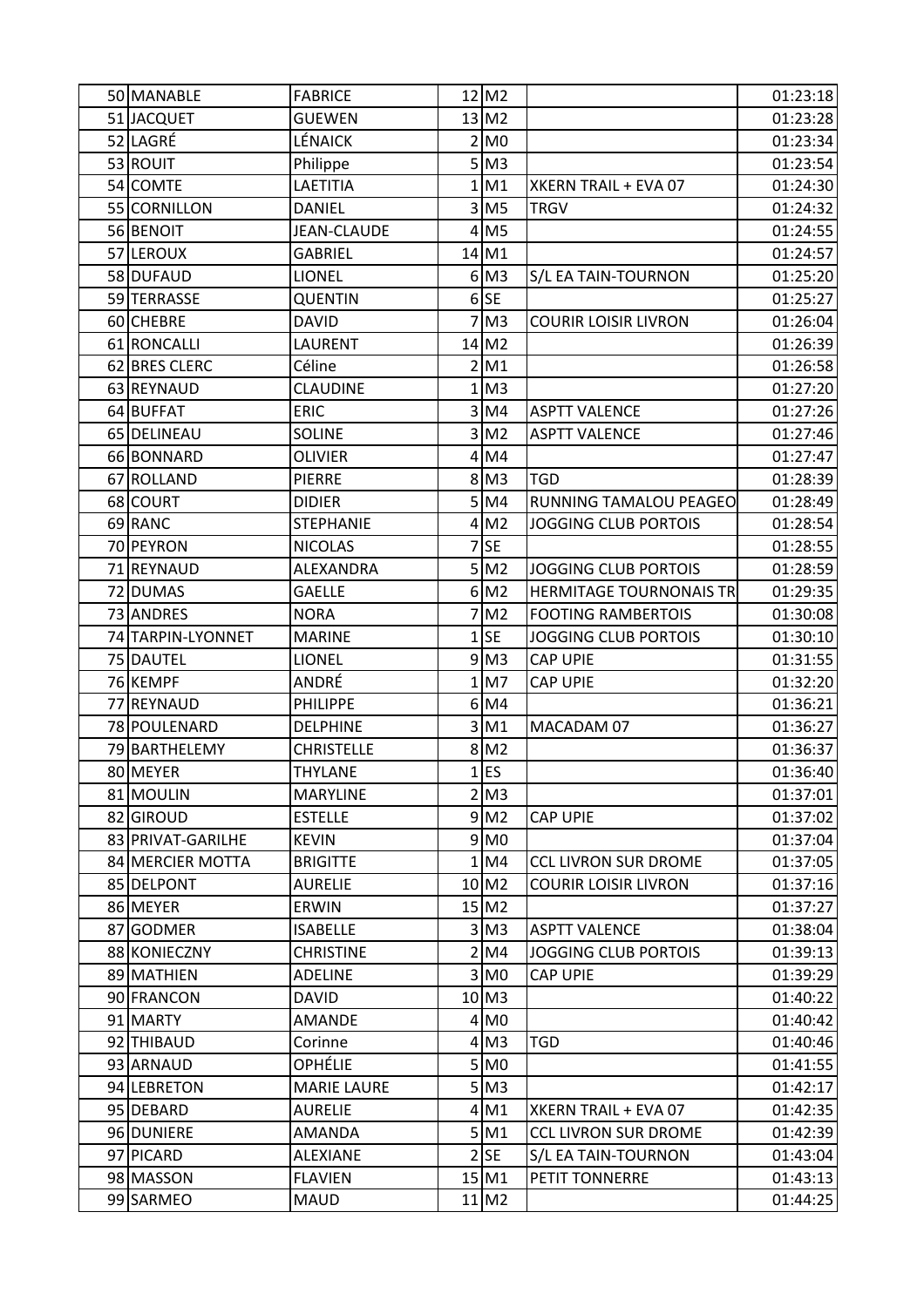| 50 | MANABLE | FABRICE | 12 | M2 | | 01:23:18 |
|---|---|---|---|---|---|---|
| 51 | JACQUET | GUEWEN | 13 | M2 | | 01:23:28 |
| 52 | LAGRÉ | LÉNAICK | 2 | M0 | | 01:23:34 |
| 53 | ROUIT | Philippe | 5 | M3 | | 01:23:54 |
| 54 | COMTE | LAETITIA | 1 | M1 | XKERN TRAIL + EVA 07 | 01:24:30 |
| 55 | CORNILLON | DANIEL | 3 | M5 | TRGV | 01:24:32 |
| 56 | BENOIT | JEAN-CLAUDE | 4 | M5 | | 01:24:55 |
| 57 | LEROUX | GABRIEL | 14 | M1 | | 01:24:57 |
| 58 | DUFAUD | LIONEL | 6 | M3 | S/L EA TAIN-TOURNON | 01:25:20 |
| 59 | TERRASSE | QUENTIN | 6 | SE | | 01:25:27 |
| 60 | CHEBRE | DAVID | 7 | M3 | COURIR LOISIR LIVRON | 01:26:04 |
| 61 | RONCALLI | LAURENT | 14 | M2 | | 01:26:39 |
| 62 | BRES CLERC | Céline | 2 | M1 | | 01:26:58 |
| 63 | REYNAUD | CLAUDINE | 1 | M3 | | 01:27:20 |
| 64 | BUFFAT | ERIC | 3 | M4 | ASPTT VALENCE | 01:27:26 |
| 65 | DELINEAU | SOLINE | 3 | M2 | ASPTT VALENCE | 01:27:46 |
| 66 | BONNARD | OLIVIER | 4 | M4 | | 01:27:47 |
| 67 | ROLLAND | PIERRE | 8 | M3 | TGD | 01:28:39 |
| 68 | COURT | DIDIER | 5 | M4 | RUNNING TAMALOU PEAGEO | 01:28:49 |
| 69 | RANC | STEPHANIE | 4 | M2 | JOGGING CLUB PORTOIS | 01:28:54 |
| 70 | PEYRON | NICOLAS | 7 | SE | | 01:28:55 |
| 71 | REYNAUD | ALEXANDRA | 5 | M2 | JOGGING CLUB PORTOIS | 01:28:59 |
| 72 | DUMAS | GAELLE | 6 | M2 | HERMITAGE TOURNONAIS TR | 01:29:35 |
| 73 | ANDRES | NORA | 7 | M2 | FOOTING RAMBERTOIS | 01:30:08 |
| 74 | TARPIN-LYONNET | MARINE | 1 | SE | JOGGING CLUB PORTOIS | 01:30:10 |
| 75 | DAUTEL | LIONEL | 9 | M3 | CAP UPIE | 01:31:55 |
| 76 | KEMPF | ANDRÉ | 1 | M7 | CAP UPIE | 01:32:20 |
| 77 | REYNAUD | PHILIPPE | 6 | M4 | | 01:36:21 |
| 78 | POULENARD | DELPHINE | 3 | M1 | MACADAM 07 | 01:36:27 |
| 79 | BARTHELEMY | CHRISTELLE | 8 | M2 | | 01:36:37 |
| 80 | MEYER | THYLANE | 1 | ES | | 01:36:40 |
| 81 | MOULIN | MARYLINE | 2 | M3 | | 01:37:01 |
| 82 | GIROUD | ESTELLE | 9 | M2 | CAP UPIE | 01:37:02 |
| 83 | PRIVAT-GARILHE | KEVIN | 9 | M0 | | 01:37:04 |
| 84 | MERCIER MOTTA | BRIGITTE | 1 | M4 | CCL LIVRON SUR DROME | 01:37:05 |
| 85 | DELPONT | AURELIE | 10 | M2 | COURIR LOISIR LIVRON | 01:37:16 |
| 86 | MEYER | ERWIN | 15 | M2 | | 01:37:27 |
| 87 | GODMER | ISABELLE | 3 | M3 | ASPTT VALENCE | 01:38:04 |
| 88 | KONIECZNY | CHRISTINE | 2 | M4 | JOGGING CLUB PORTOIS | 01:39:13 |
| 89 | MATHIEN | ADELINE | 3 | M0 | CAP UPIE | 01:39:29 |
| 90 | FRANCON | DAVID | 10 | M3 | | 01:40:22 |
| 91 | MARTY | AMANDE | 4 | M0 | | 01:40:42 |
| 92 | THIBAUD | Corinne | 4 | M3 | TGD | 01:40:46 |
| 93 | ARNAUD | OPHÉLIE | 5 | M0 | | 01:41:55 |
| 94 | LEBRETON | MARIE LAURE | 5 | M3 | | 01:42:17 |
| 95 | DEBARD | AURELIE | 4 | M1 | XKERN TRAIL + EVA 07 | 01:42:35 |
| 96 | DUNIERE | AMANDA | 5 | M1 | CCL LIVRON SUR DROME | 01:42:39 |
| 97 | PICARD | ALEXIANE | 2 | SE | S/L EA TAIN-TOURNON | 01:43:04 |
| 98 | MASSON | FLAVIEN | 15 | M1 | PETIT TONNERRE | 01:43:13 |
| 99 | SARMEO | MAUD | 11 | M2 | | 01:44:25 |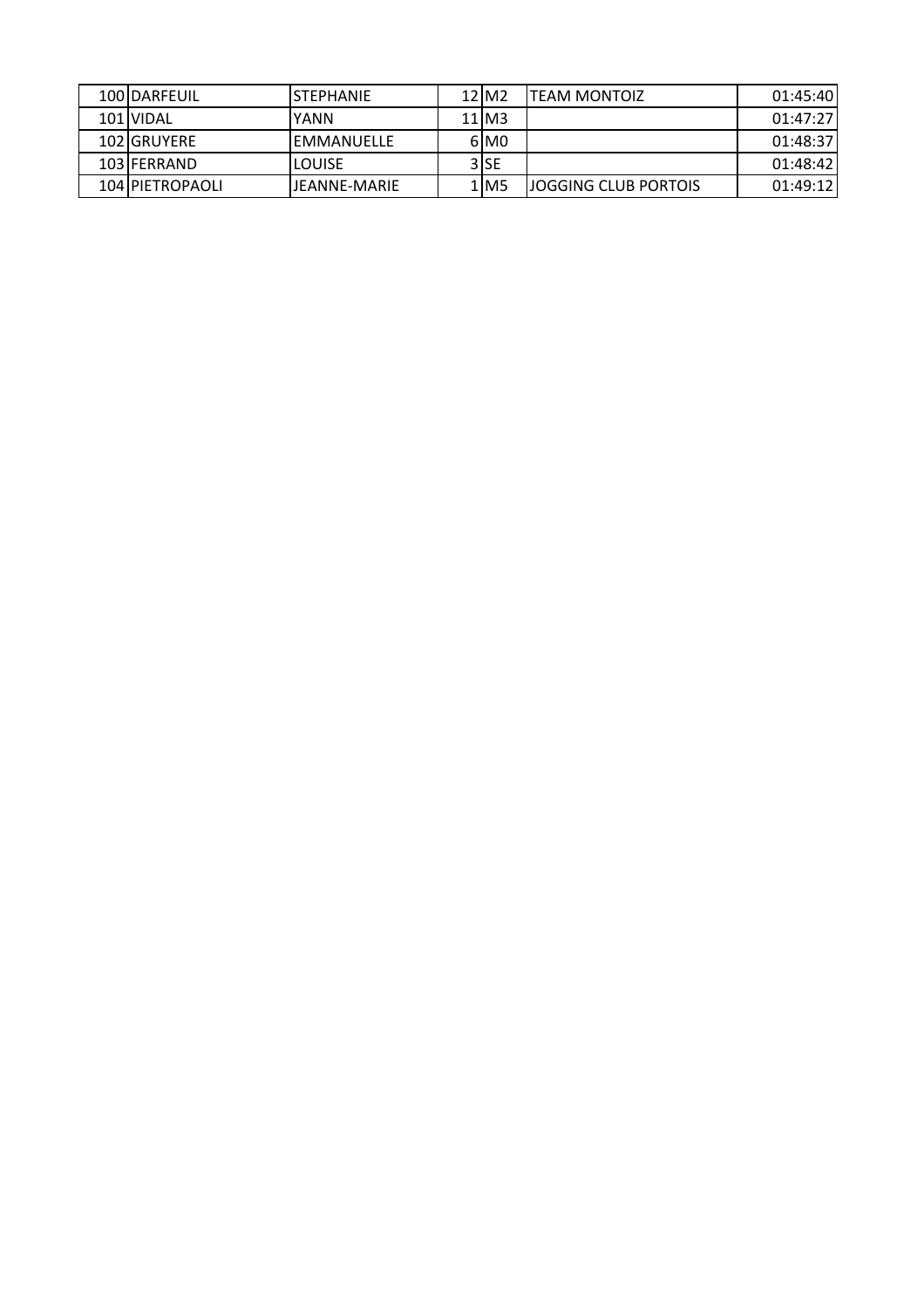| | | | | | | |
|---|---|---|---|---|---|---|
| 100 | DARFEUIL | STEPHANIE | 12 | M2 | TEAM MONTOIZ | 01:45:40 |
| 101 | VIDAL | YANN | 11 | M3 | | 01:47:27 |
| 102 | GRUYERE | EMMANUELLE | 6 | M0 | | 01:48:37 |
| 103 | FERRAND | LOUISE | 3 | SE | | 01:48:42 |
| 104 | PIETROPAOLI | JEANNE-MARIE | 1 | M5 | JOGGING CLUB PORTOIS | 01:49:12 |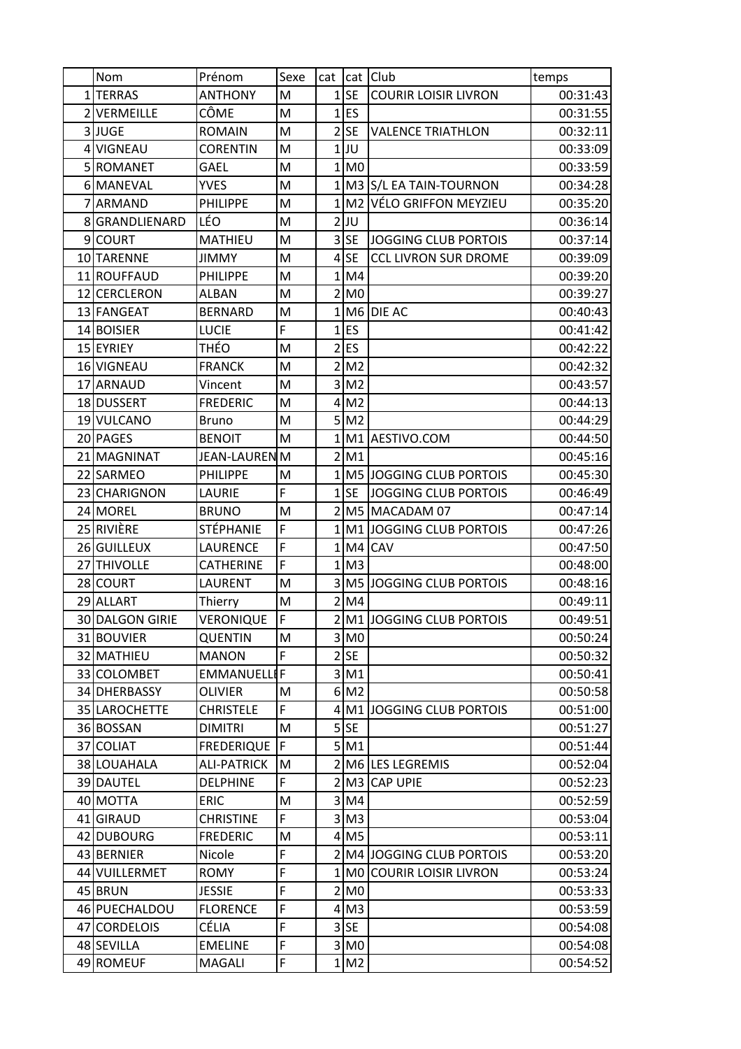| | Nom | Prénom | Sexe | cat | cat | Club | temps |
|---|---|---|---|---|---|---|---|
| 1 | TERRAS | ANTHONY | M | 1 | SE | COURIR LOISIR LIVRON | 00:31:43 |
| 2 | VERMEILLE | CÔME | M | 1 | ES | | 00:31:55 |
| 3 | JUGE | ROMAIN | M | 2 | SE | VALENCE TRIATHLON | 00:32:11 |
| 4 | VIGNEAU | CORENTIN | M | 1 | JU | | 00:33:09 |
| 5 | ROMANET | GAEL | M | 1 | M0 | | 00:33:59 |
| 6 | MANEVAL | YVES | M | 1 | M3 | S/L EA TAIN-TOURNON | 00:34:28 |
| 7 | ARMAND | PHILIPPE | M | 1 | M2 | VÉLO GRIFFON MEYZIEU | 00:35:20 |
| 8 | GRANDLIENARD | LÉO | M | 2 | JU | | 00:36:14 |
| 9 | COURT | MATHIEU | M | 3 | SE | JOGGING CLUB PORTOIS | 00:37:14 |
| 10 | TARENNE | JIMMY | M | 4 | SE | CCL LIVRON SUR DROME | 00:39:09 |
| 11 | ROUFFAUD | PHILIPPE | M | 1 | M4 | | 00:39:20 |
| 12 | CERCLERON | ALBAN | M | 2 | M0 | | 00:39:27 |
| 13 | FANGEAT | BERNARD | M | 1 | M6 | DIE AC | 00:40:43 |
| 14 | BOISIER | LUCIE | F | 1 | ES | | 00:41:42 |
| 15 | EYRIEY | THÉO | M | 2 | ES | | 00:42:22 |
| 16 | VIGNEAU | FRANCK | M | 2 | M2 | | 00:42:32 |
| 17 | ARNAUD | Vincent | M | 3 | M2 | | 00:43:57 |
| 18 | DUSSERT | FREDERIC | M | 4 | M2 | | 00:44:13 |
| 19 | VULCANO | Bruno | M | 5 | M2 | | 00:44:29 |
| 20 | PAGES | BENOIT | M | 1 | M1 | AESTIVO.COM | 00:44:50 |
| 21 | MAGNINAT | JEAN-LAUREN | M | 2 | M1 | | 00:45:16 |
| 22 | SARMEO | PHILIPPE | M | 1 | M5 | JOGGING CLUB PORTOIS | 00:45:30 |
| 23 | CHARIGNON | LAURIE | F | 1 | SE | JOGGING CLUB PORTOIS | 00:46:49 |
| 24 | MOREL | BRUNO | M | 2 | M5 | MACADAM 07 | 00:47:14 |
| 25 | RIVIÈRE | STÉPHANIE | F | 1 | M1 | JOGGING CLUB PORTOIS | 00:47:26 |
| 26 | GUILLEUX | LAURENCE | F | 1 | M4 | CAV | 00:47:50 |
| 27 | THIVOLLE | CATHERINE | F | 1 | M3 | | 00:48:00 |
| 28 | COURT | LAURENT | M | 3 | M5 | JOGGING CLUB PORTOIS | 00:48:16 |
| 29 | ALLART | Thierry | M | 2 | M4 | | 00:49:11 |
| 30 | DALGON GIRIE | VERONIQUE | F | 2 | M1 | JOGGING CLUB PORTOIS | 00:49:51 |
| 31 | BOUVIER | QUENTIN | M | 3 | M0 | | 00:50:24 |
| 32 | MATHIEU | MANON | F | 2 | SE | | 00:50:32 |
| 33 | COLOMBET | EMMANUELLE | F | 3 | M1 | | 00:50:41 |
| 34 | DHERBASSY | OLIVIER | M | 6 | M2 | | 00:50:58 |
| 35 | LAROCHETTE | CHRISTELE | F | 4 | M1 | JOGGING CLUB PORTOIS | 00:51:00 |
| 36 | BOSSAN | DIMITRI | M | 5 | SE | | 00:51:27 |
| 37 | COLIAT | FREDERIQUE | F | 5 | M1 | | 00:51:44 |
| 38 | LOUAHALA | ALI-PATRICK | M | 2 | M6 | LES LEGREMIS | 00:52:04 |
| 39 | DAUTEL | DELPHINE | F | 2 | M3 | CAP UPIE | 00:52:23 |
| 40 | MOTTA | ERIC | M | 3 | M4 | | 00:52:59 |
| 41 | GIRAUD | CHRISTINE | F | 3 | M3 | | 00:53:04 |
| 42 | DUBOURG | FREDERIC | M | 4 | M5 | | 00:53:11 |
| 43 | BERNIER | Nicole | F | 2 | M4 | JOGGING CLUB PORTOIS | 00:53:20 |
| 44 | VUILLERMET | ROMY | F | 1 | M0 | COURIR LOISIR LIVRON | 00:53:24 |
| 45 | BRUN | JESSIE | F | 2 | M0 | | 00:53:33 |
| 46 | PUECHALDOU | FLORENCE | F | 4 | M3 | | 00:53:59 |
| 47 | CORDELOIS | CÉLIA | F | 3 | SE | | 00:54:08 |
| 48 | SEVILLA | EMELINE | F | 3 | M0 | | 00:54:08 |
| 49 | ROMEUF | MAGALI | F | 1 | M2 | | 00:54:52 |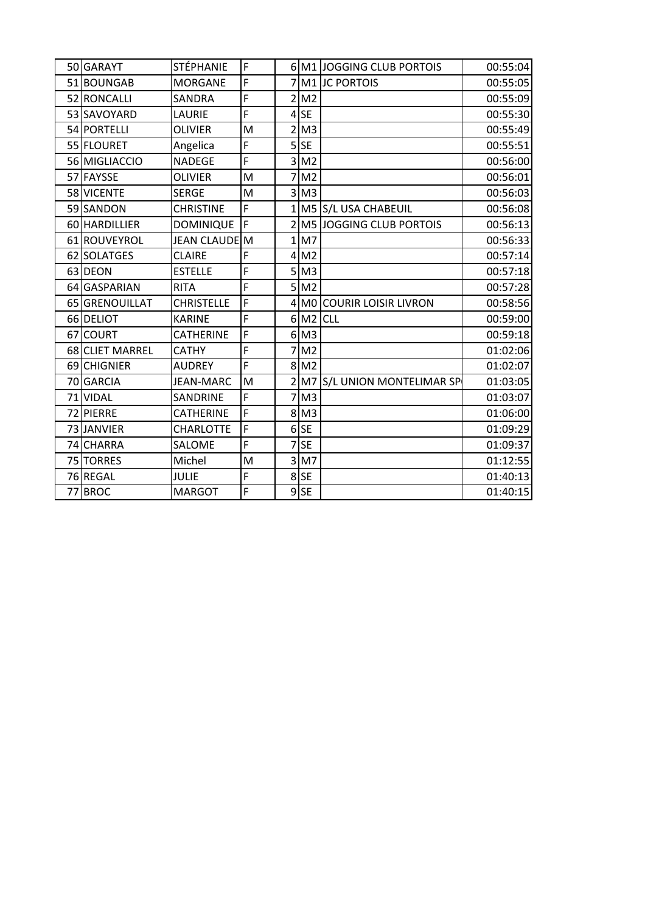| | | | | | | | |
|---|---|---|---|---|---|---|---|
| 50 | GARAYT | STÉPHANIE | F | 6 | M1 | JOGGING CLUB PORTOIS | 00:55:04 |
| 51 | BOUNGAB | MORGANE | F | 7 | M1 | JC PORTOIS | 00:55:05 |
| 52 | RONCALLI | SANDRA | F | 2 | M2 | | 00:55:09 |
| 53 | SAVOYARD | LAURIE | F | 4 | SE | | 00:55:30 |
| 54 | PORTELLI | OLIVIER | M | 2 | M3 | | 00:55:49 |
| 55 | FLOURET | Angelica | F | 5 | SE | | 00:55:51 |
| 56 | MIGLIACCIO | NADEGE | F | 3 | M2 | | 00:56:00 |
| 57 | FAYSSE | OLIVIER | M | 7 | M2 | | 00:56:01 |
| 58 | VICENTE | SERGE | M | 3 | M3 | | 00:56:03 |
| 59 | SANDON | CHRISTINE | F | 1 | M5 | S/L USA CHABEUIL | 00:56:08 |
| 60 | HARDILLIER | DOMINIQUE | F | 2 | M5 | JOGGING CLUB PORTOIS | 00:56:13 |
| 61 | ROUVEYROL | JEAN CLAUDE | M | 1 | M7 | | 00:56:33 |
| 62 | SOLATGES | CLAIRE | F | 4 | M2 | | 00:57:14 |
| 63 | DEON | ESTELLE | F | 5 | M3 | | 00:57:18 |
| 64 | GASPARIAN | RITA | F | 5 | M2 | | 00:57:28 |
| 65 | GRENOUILLAT | CHRISTELLE | F | 4 | M0 | COURIR LOISIR LIVRON | 00:58:56 |
| 66 | DELIOT | KARINE | F | 6 | M2 | CLL | 00:59:00 |
| 67 | COURT | CATHERINE | F | 6 | M3 | | 00:59:18 |
| 68 | CLIET MARREL | CATHY | F | 7 | M2 | | 01:02:06 |
| 69 | CHIGNIER | AUDREY | F | 8 | M2 | | 01:02:07 |
| 70 | GARCIA | JEAN-MARC | M | 2 | M7 | S/L UNION MONTELIMAR SP | 01:03:05 |
| 71 | VIDAL | SANDRINE | F | 7 | M3 | | 01:03:07 |
| 72 | PIERRE | CATHERINE | F | 8 | M3 | | 01:06:00 |
| 73 | JANVIER | CHARLOTTE | F | 6 | SE | | 01:09:29 |
| 74 | CHARRA | SALOME | F | 7 | SE | | 01:09:37 |
| 75 | TORRES | Michel | M | 3 | M7 | | 01:12:55 |
| 76 | REGAL | JULIE | F | 8 | SE | | 01:40:13 |
| 77 | BROC | MARGOT | F | 9 | SE | | 01:40:15 |